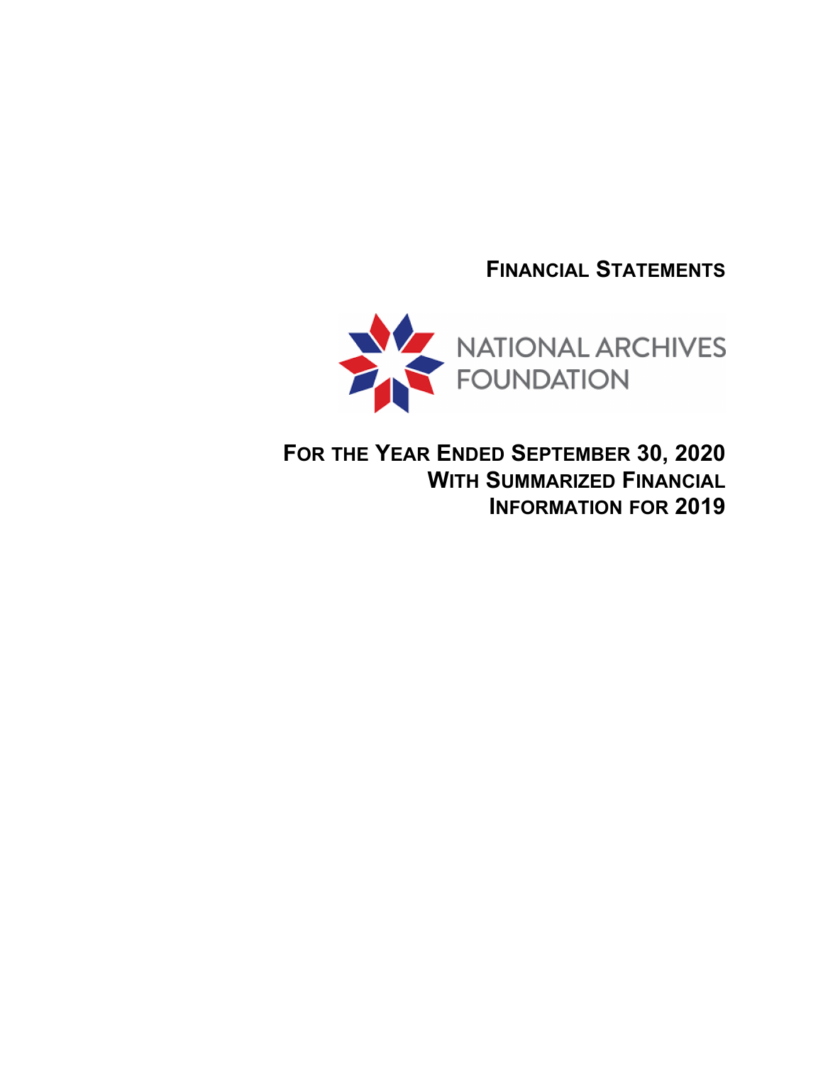# FINANCIAL STATEMENTS

NATIONAL ARCHIVES FOUNDATION

## FOR THE YEAR ENDED SEPTEMBER 30, 2020 WITH SUMMARIZED FINANCIAL INFORMATION FOR 2019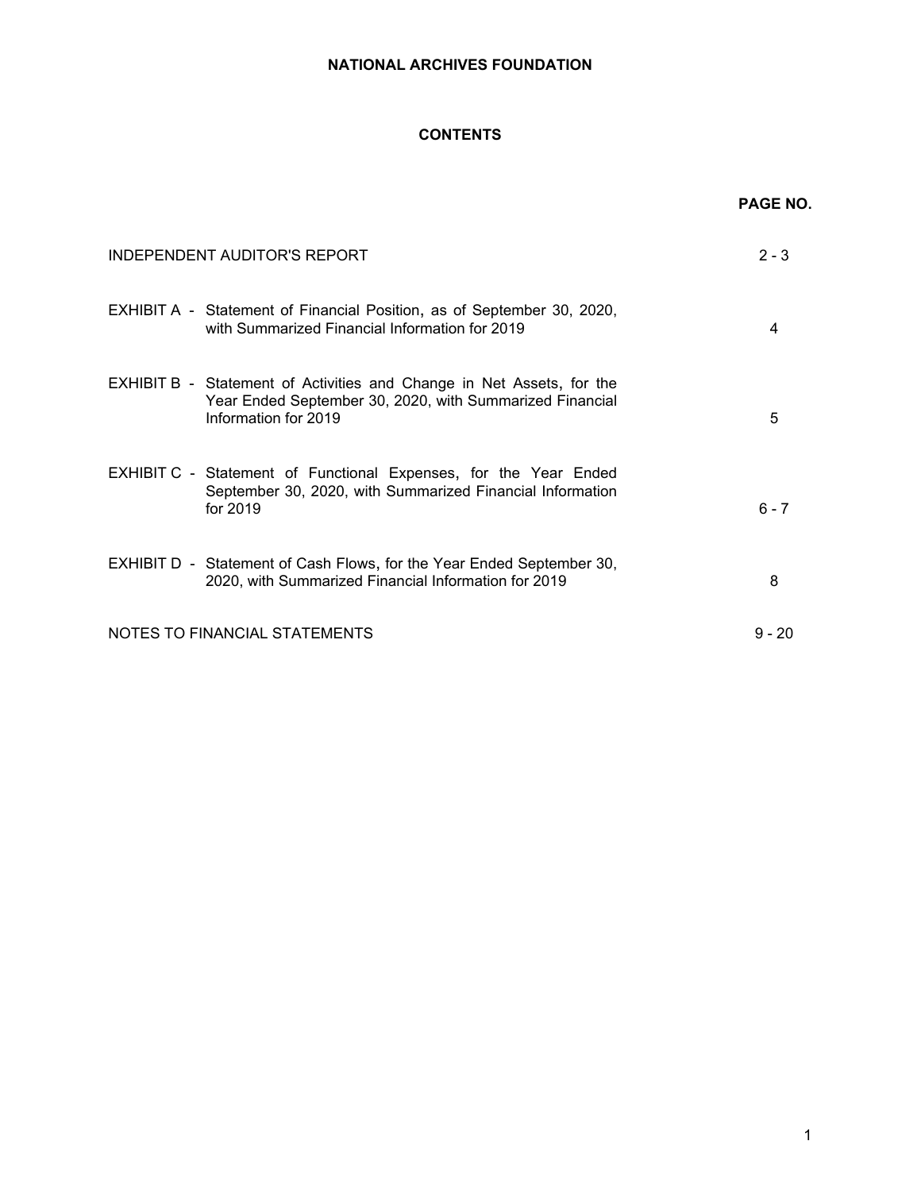# NATIONAL ARCHIVES FOUNDATION

## CONTENTS

| | PAGE NO. |
|---|---|
| INDEPENDENT AUDITOR'S REPORT | 2 - 3 |
| EXHIBIT A - Statement of Financial Position, as of September 30, 2020, with Summarized Financial Information for 2019 | 4 |
| EXHIBIT B - Statement of Activities and Change in Net Assets, for the Year Ended September 30, 2020, with Summarized Financial Information for 2019 | 5 |
| EXHIBIT C - Statement of Functional Expenses, for the Year Ended September 30, 2020, with Summarized Financial Information for 2019 | 6 - 7 |
| EXHIBIT D - Statement of Cash Flows, for the Year Ended September 30, 2020, with Summarized Financial Information for 2019 | 8 |
| NOTES TO FINANCIAL STATEMENTS | 9 - 20 |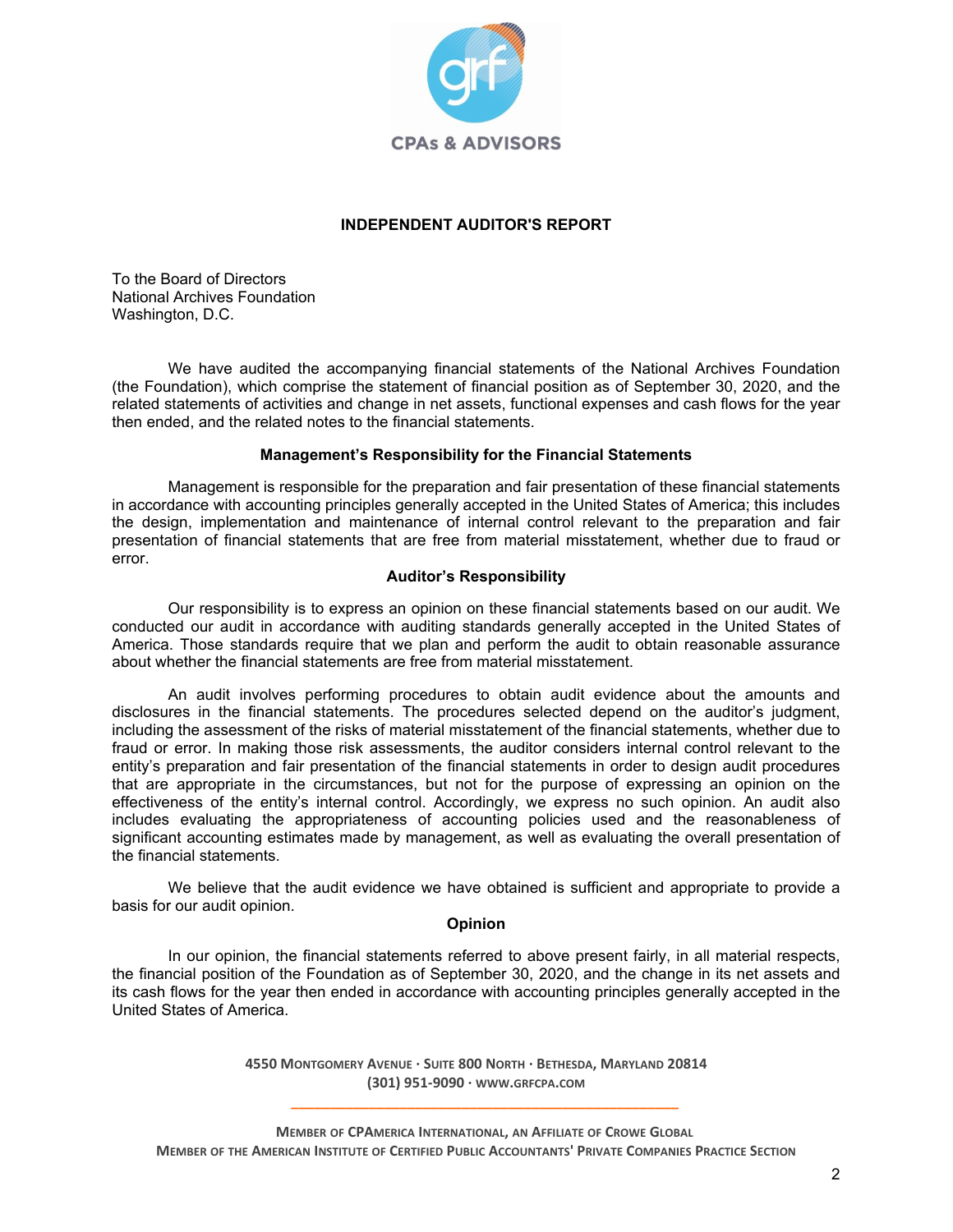GRF CPAs & ADVISORS

# INDEPENDENT AUDITOR'S REPORT

To the Board of Directors
National Archives Foundation
Washington, D.C.

We have audited the accompanying financial statements of the National Archives Foundation (the Foundation), which comprise the statement of financial position as of September 30, 2020, and the related statements of activities and change in net assets, functional expenses and cash flows for the year then ended, and the related notes to the financial statements.

### Management's Responsibility for the Financial Statements

Management is responsible for the preparation and fair presentation of these financial statements in accordance with accounting principles generally accepted in the United States of America; this includes the design, implementation and maintenance of internal control relevant to the preparation and fair presentation of financial statements that are free from material misstatement, whether due to fraud or error.

### Auditor's Responsibility

Our responsibility is to express an opinion on these financial statements based on our audit. We conducted our audit in accordance with auditing standards generally accepted in the United States of America. Those standards require that we plan and perform the audit to obtain reasonable assurance about whether the financial statements are free from material misstatement.

An audit involves performing procedures to obtain audit evidence about the amounts and disclosures in the financial statements. The procedures selected depend on the auditor's judgment, including the assessment of the risks of material misstatement of the financial statements, whether due to fraud or error. In making those risk assessments, the auditor considers internal control relevant to the entity's preparation and fair presentation of the financial statements in order to design audit procedures that are appropriate in the circumstances, but not for the purpose of expressing an opinion on the effectiveness of the entity's internal control. Accordingly, we express no such opinion. An audit also includes evaluating the appropriateness of accounting policies used and the reasonableness of significant accounting estimates made by management, as well as evaluating the overall presentation of the financial statements.

We believe that the audit evidence we have obtained is sufficient and appropriate to provide a basis for our audit opinion.

### Opinion

In our opinion, the financial statements referred to above present fairly, in all material respects, the financial position of the Foundation as of September 30, 2020, and the change in its net assets and its cash flows for the year then ended in accordance with accounting principles generally accepted in the United States of America.

4550 Montgomery Avenue · Suite 800 North · Bethesda, Maryland 20814
(301) 951-9090 · www.grfcpa.com

Member of CPAmerica International, an Affiliate of Crowe Global
Member of the American Institute of Certified Public Accountants' Private Companies Practice Section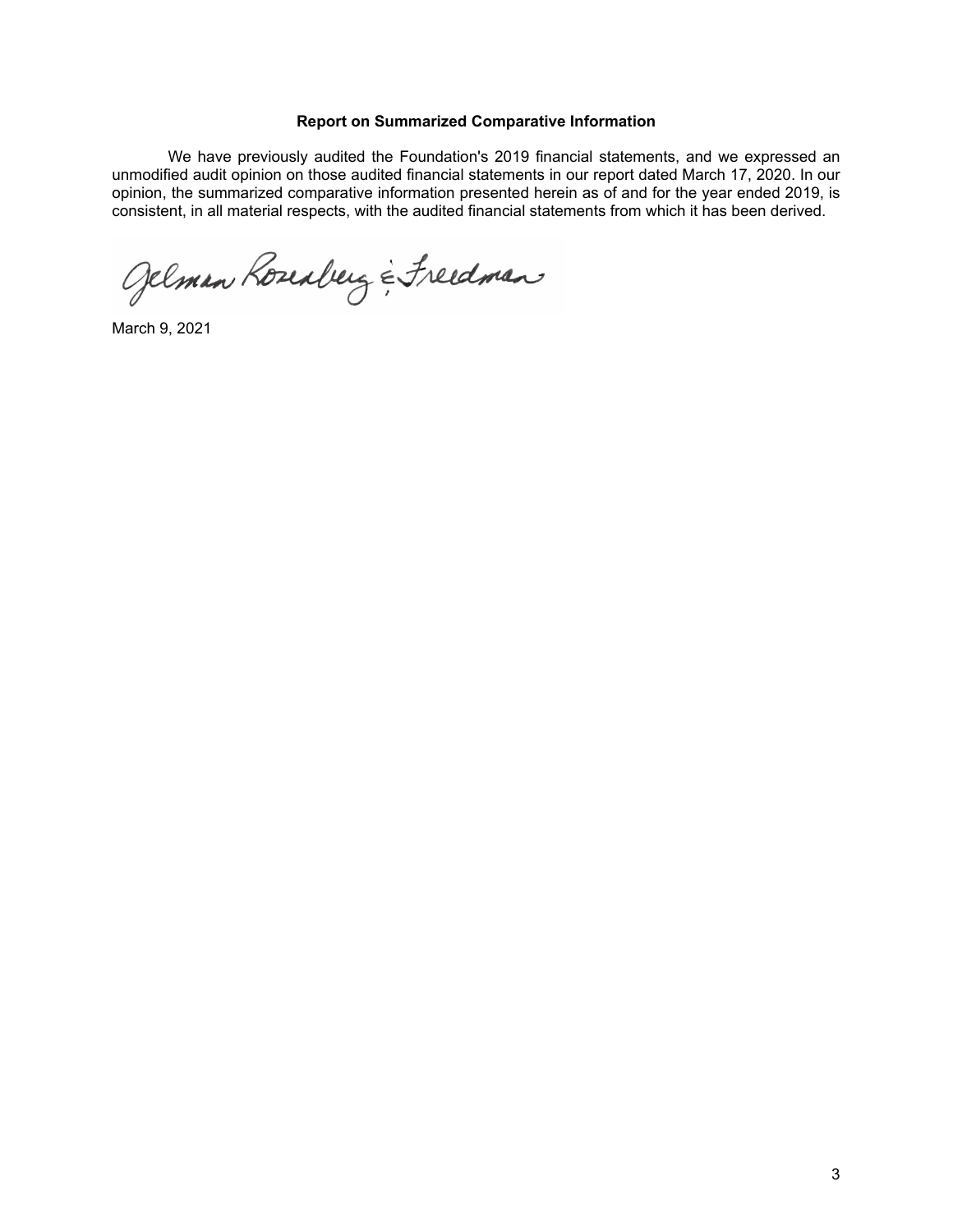**Report on Summarized Comparative Information**

We have previously audited the Foundation's 2019 financial statements, and we expressed an unmodified audit opinion on those audited financial statements in our report dated March 17, 2020. In our opinion, the summarized comparative information presented herein as of and for the year ended 2019, is consistent, in all material respects, with the audited financial statements from which it has been derived.

Gelman Rosenberg & Freedman

March 9, 2021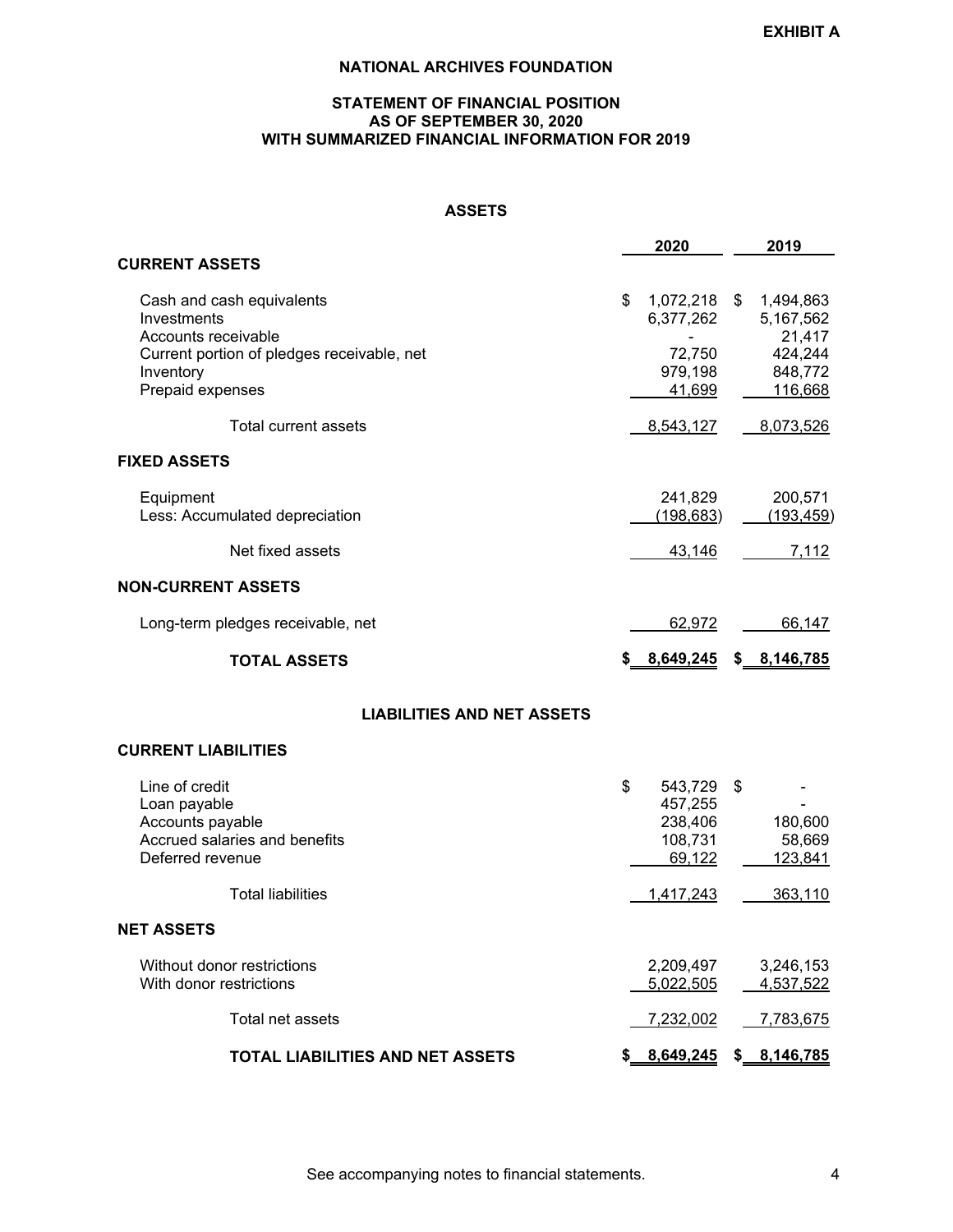**EXHIBIT A**

# NATIONAL ARCHIVES FOUNDATION

## STATEMENT OF FINANCIAL POSITION
## AS OF SEPTEMBER 30, 2020
## WITH SUMMARIZED FINANCIAL INFORMATION FOR 2019

### ASSETS

| | 2020 | 2019 |
|---|---|---|
| **CURRENT ASSETS** | | |
| Cash and cash equivalents | $ 1,072,218 | $ 1,494,863 |
| Investments | 6,377,262 | 5,167,562 |
| Accounts receivable | - | 21,417 |
| Current portion of pledges receivable, net | 72,750 | 424,244 |
| Inventory | 979,198 | 848,772 |
| Prepaid expenses | 41,699 | 116,668 |
| Total current assets | 8,543,127 | 8,073,526 |
| **FIXED ASSETS** | | |
| Equipment | 241,829 | 200,571 |
| Less: Accumulated depreciation | (198,683) | (193,459) |
| Net fixed assets | 43,146 | 7,112 |
| **NON-CURRENT ASSETS** | | |
| Long-term pledges receivable, net | 62,972 | 66,147 |
| **TOTAL ASSETS** | **$ 8,649,245** | **$ 8,146,785** |

### LIABILITIES AND NET ASSETS

| | 2020 | 2019 |
|---|---|---|
| **CURRENT LIABILITIES** | | |
| Line of credit | $ 543,729 | $ - |
| Loan payable | 457,255 | - |
| Accounts payable | 238,406 | 180,600 |
| Accrued salaries and benefits | 108,731 | 58,669 |
| Deferred revenue | 69,122 | 123,841 |
| Total liabilities | 1,417,243 | 363,110 |
| **NET ASSETS** | | |
| Without donor restrictions | 2,209,497 | 3,246,153 |
| With donor restrictions | 5,022,505 | 4,537,522 |
| Total net assets | 7,232,002 | 7,783,675 |
| **TOTAL LIABILITIES AND NET ASSETS** | **$ 8,649,245** | **$ 8,146,785** |

See accompanying notes to financial statements.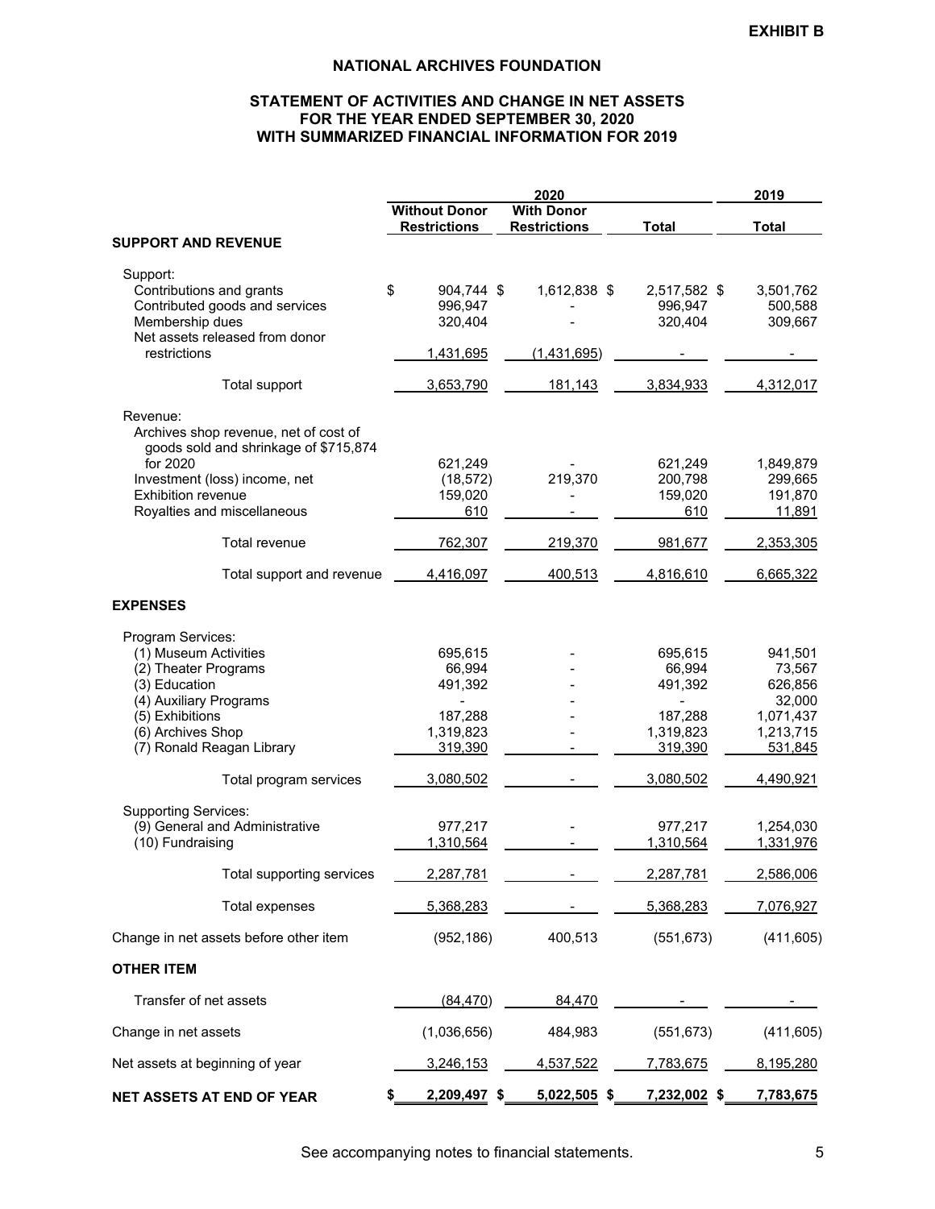**EXHIBIT B**

# NATIONAL ARCHIVES FOUNDATION

## STATEMENT OF ACTIVITIES AND CHANGE IN NET ASSETS FOR THE YEAR ENDED SEPTEMBER 30, 2020 WITH SUMMARIZED FINANCIAL INFORMATION FOR 2019

| | 2020 | | | 2019 |
|---|---|---|---|---|
| | Without Donor Restrictions | With Donor Restrictions | Total | Total |
| **SUPPORT AND REVENUE** | | | | |
| Support: | | | | |
| Contributions and grants | $ 904,744 | $ 1,612,838 | $ 2,517,582 | $ 3,501,762 |
| Contributed goods and services | 996,947 | - | 996,947 | 500,588 |
| Membership dues | 320,404 | - | 320,404 | 309,667 |
| Net assets released from donor restrictions | 1,431,695 | (1,431,695) | - | - |
| Total support | 3,653,790 | 181,143 | 3,834,933 | 4,312,017 |
| Revenue: | | | | |
| Archives shop revenue, net of cost of goods sold and shrinkage of $715,874 for 2020 | 621,249 | - | 621,249 | 1,849,879 |
| Investment (loss) income, net | (18,572) | 219,370 | 200,798 | 299,665 |
| Exhibition revenue | 159,020 | - | 159,020 | 191,870 |
| Royalties and miscellaneous | 610 | - | 610 | 11,891 |
| Total revenue | 762,307 | 219,370 | 981,677 | 2,353,305 |
| Total support and revenue | 4,416,097 | 400,513 | 4,816,610 | 6,665,322 |
| **EXPENSES** | | | | |
| Program Services: | | | | |
| (1) Museum Activities | 695,615 | - | 695,615 | 941,501 |
| (2) Theater Programs | 66,994 | - | 66,994 | 73,567 |
| (3) Education | 491,392 | - | 491,392 | 626,856 |
| (4) Auxiliary Programs | - | - | - | 32,000 |
| (5) Exhibitions | 187,288 | - | 187,288 | 1,071,437 |
| (6) Archives Shop | 1,319,823 | - | 1,319,823 | 1,213,715 |
| (7) Ronald Reagan Library | 319,390 | - | 319,390 | 531,845 |
| Total program services | 3,080,502 | - | 3,080,502 | 4,490,921 |
| Supporting Services: | | | | |
| (9) General and Administrative | 977,217 | - | 977,217 | 1,254,030 |
| (10) Fundraising | 1,310,564 | - | 1,310,564 | 1,331,976 |
| Total supporting services | 2,287,781 | - | 2,287,781 | 2,586,006 |
| Total expenses | 5,368,283 | - | 5,368,283 | 7,076,927 |
| Change in net assets before other item | (952,186) | 400,513 | (551,673) | (411,605) |
| **OTHER ITEM** | | | | |
| Transfer of net assets | (84,470) | 84,470 | - | - |
| Change in net assets | (1,036,656) | 484,983 | (551,673) | (411,605) |
| Net assets at beginning of year | 3,246,153 | 4,537,522 | 7,783,675 | 8,195,280 |
| **NET ASSETS AT END OF YEAR** | $ 2,209,497 | $ 5,022,505 | $ 7,232,002 | $ 7,783,675 |

See accompanying notes to financial statements.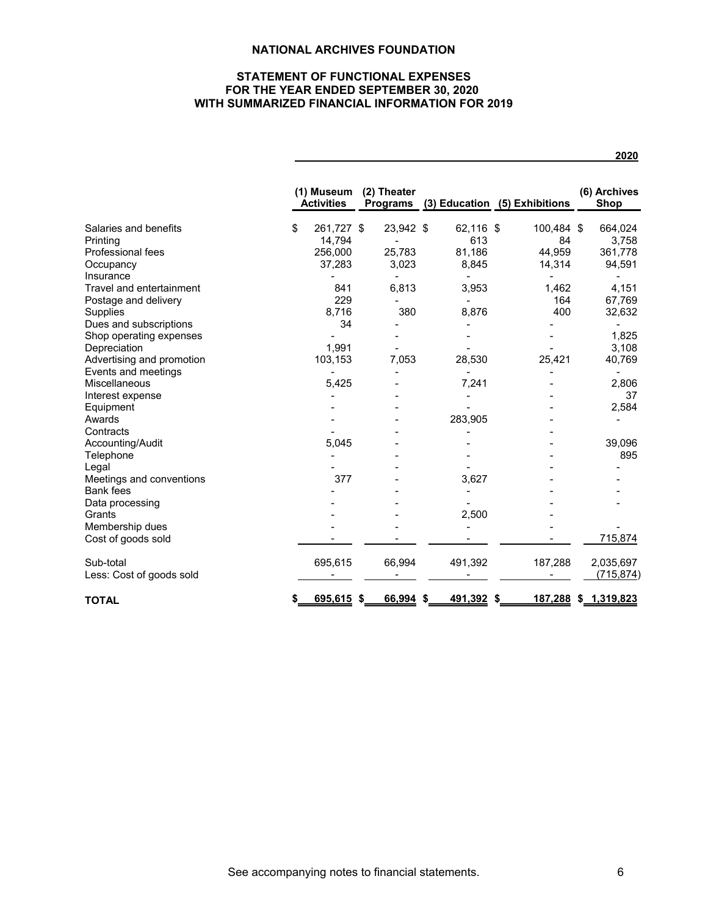# NATIONAL ARCHIVES FOUNDATION

## STATEMENT OF FUNCTIONAL EXPENSES
## FOR THE YEAR ENDED SEPTEMBER 30, 2020
## WITH SUMMARIZED FINANCIAL INFORMATION FOR 2019

| | 2020 | | | | |
|---|---|---|---|---|---|
| | (1) Museum Activities | (2) Theater Programs | (3) Education | (5) Exhibitions | (6) Archives Shop |
| Salaries and benefits | $ 261,727 | $ 23,942 | $ 62,116 | $ 100,484 | $ 664,024 |
| Printing | 14,794 | - | 613 | 84 | 3,758 |
| Professional fees | 256,000 | 25,783 | 81,186 | 44,959 | 361,778 |
| Occupancy | 37,283 | 3,023 | 8,845 | 14,314 | 94,591 |
| Insurance | - | - | - | - | - |
| Travel and entertainment | 841 | 6,813 | 3,953 | 1,462 | 4,151 |
| Postage and delivery | 229 | - | - | 164 | 67,769 |
| Supplies | 8,716 | 380 | 8,876 | 400 | 32,632 |
| Dues and subscriptions | 34 | - | - | - | - |
| Shop operating expenses | - | - | - | - | 1,825 |
| Depreciation | 1,991 | - | - | - | 3,108 |
| Advertising and promotion | 103,153 | 7,053 | 28,530 | 25,421 | 40,769 |
| Events and meetings | - | - | - | - | - |
| Miscellaneous | 5,425 | - | 7,241 | - | 2,806 |
| Interest expense | - | - | - | - | 37 |
| Equipment | - | - | - | - | 2,584 |
| Awards | - | - | 283,905 | - | - |
| Contracts | - | - | - | - | |
| Accounting/Audit | 5,045 | - | - | - | 39,096 |
| Telephone | - | - | - | - | 895 |
| Legal | - | - | - | - | - |
| Meetings and conventions | 377 | - | 3,627 | - | - |
| Bank fees | - | - | - | - | - |
| Data processing | - | - | - | - | - |
| Grants | - | - | 2,500 | - | |
| Membership dues | - | - | - | - | - |
| Cost of goods sold | - | - | - | - | 715,874 |
| Sub-total | 695,615 | 66,994 | 491,392 | 187,288 | 2,035,697 |
| Less: Cost of goods sold | - | - | - | - | (715,874) |
| **TOTAL** | $ 695,615 | $ 66,994 | $ 491,392 | $ 187,288 | $ 1,319,823 |

See accompanying notes to financial statements.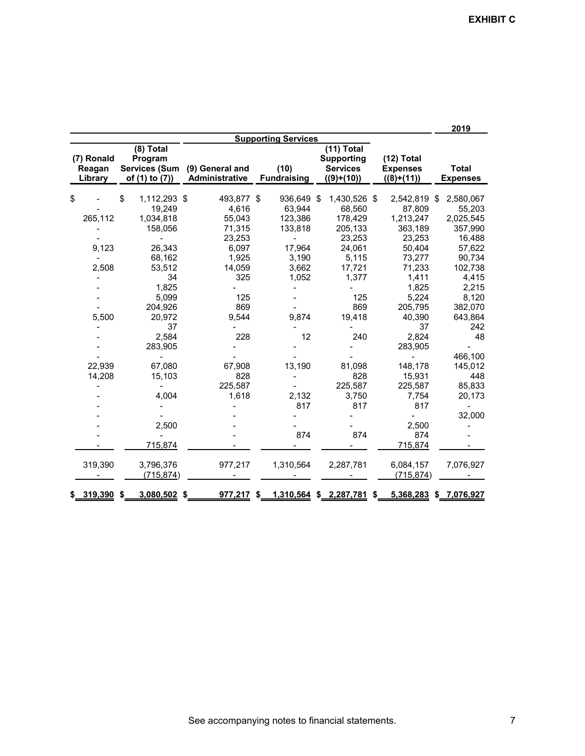**EXHIBIT C**

| | | Supporting Services | | | | 2019 |
|---|---|---|---|---|---|---|
| (7) Ronald Reagan Library | (8) Total Program Services (Sum of (1) to (7)) | (9) General and Administrative | (10) Fundraising | (11) Total Supporting Services ((9)+(10)) | (12) Total Expenses ((8)+(11)) | Total Expenses |
| $ - | $ 1,112,293 | $ 493,877 | $ 936,649 | $ 1,430,526 | $ 2,542,819 | $ 2,580,067 |
| - | 19,249 | 4,616 | 63,944 | 68,560 | 87,809 | 55,203 |
| 265,112 | 1,034,818 | 55,043 | 123,386 | 178,429 | 1,213,247 | 2,025,545 |
| - | 158,056 | 71,315 | 133,818 | 205,133 | 363,189 | 357,990 |
| - | - | 23,253 | - | 23,253 | 23,253 | 16,488 |
| 9,123 | 26,343 | 6,097 | 17,964 | 24,061 | 50,404 | 57,622 |
| - | 68,162 | 1,925 | 3,190 | 5,115 | 73,277 | 90,734 |
| 2,508 | 53,512 | 14,059 | 3,662 | 17,721 | 71,233 | 102,738 |
| - | 34 | 325 | 1,052 | 1,377 | 1,411 | 4,415 |
| - | 1,825 | - | - | - | 1,825 | 2,215 |
| - | 5,099 | 125 | - | 125 | 5,224 | 8,120 |
| - | 204,926 | 869 | - | 869 | 205,795 | 382,070 |
| 5,500 | 20,972 | 9,544 | 9,874 | 19,418 | 40,390 | 643,864 |
| - | 37 | - | - | - | 37 | 242 |
| - | 2,584 | 228 | 12 | 240 | 2,824 | 48 |
| - | 283,905 | - | - | - | 283,905 | - |
| - | - | - | - | - | - | 466,100 |
| 22,939 | 67,080 | 67,908 | 13,190 | 81,098 | 148,178 | 145,012 |
| 14,208 | 15,103 | 828 | - | 828 | 15,931 | 448 |
| - | - | 225,587 | - | 225,587 | 225,587 | 85,833 |
| - | 4,004 | 1,618 | 2,132 | 3,750 | 7,754 | 20,173 |
| - | - | - | 817 | 817 | 817 | - |
| - | - | - | - | - | - | 32,000 |
| - | 2,500 | - | - | - | 2,500 | - |
| - | - | - | 874 | 874 | 874 | - |
| - | 715,874 | - | - | - | 715,874 | - |
| 319,390 | 3,796,376 | 977,217 | 1,310,564 | 2,287,781 | 6,084,157 | 7,076,927 |
| - | (715,874) | - | - | - | (715,874) | - |
| $ 319,390 | $ 3,080,502 | $ 977,217 | $ 1,310,564 | $ 2,287,781 | $ 5,368,283 | $ 7,076,927 |

See accompanying notes to financial statements.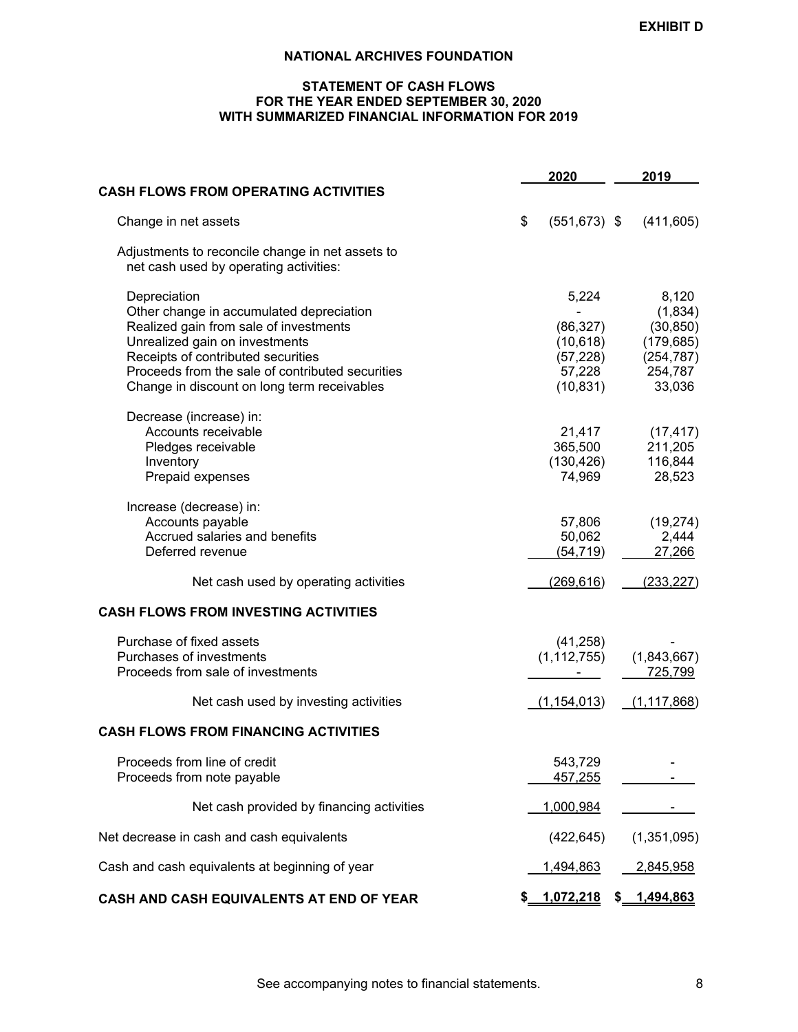**EXHIBIT D**

# NATIONAL ARCHIVES FOUNDATION

## STATEMENT OF CASH FLOWS
## FOR THE YEAR ENDED SEPTEMBER 30, 2020
## WITH SUMMARIZED FINANCIAL INFORMATION FOR 2019

| | 2020 | 2019 |
|---|---|---|
| **CASH FLOWS FROM OPERATING ACTIVITIES** | | |
| Change in net assets | $ (551,673) | $ (411,605) |
| Adjustments to reconcile change in net assets to net cash used by operating activities: | | |
| Depreciation | 5,224 | 8,120 |
| Other change in accumulated depreciation | - | (1,834) |
| Realized gain from sale of investments | (86,327) | (30,850) |
| Unrealized gain on investments | (10,618) | (179,685) |
| Receipts of contributed securities | (57,228) | (254,787) |
| Proceeds from the sale of contributed securities | 57,228 | 254,787 |
| Change in discount on long term receivables | (10,831) | 33,036 |
| Decrease (increase) in: | | |
| Accounts receivable | 21,417 | (17,417) |
| Pledges receivable | 365,500 | 211,205 |
| Inventory | (130,426) | 116,844 |
| Prepaid expenses | 74,969 | 28,523 |
| Increase (decrease) in: | | |
| Accounts payable | 57,806 | (19,274) |
| Accrued salaries and benefits | 50,062 | 2,444 |
| Deferred revenue | (54,719) | 27,266 |
| Net cash used by operating activities | (269,616) | (233,227) |
| **CASH FLOWS FROM INVESTING ACTIVITIES** | | |
| Purchase of fixed assets | (41,258) | - |
| Purchases of investments | (1,112,755) | (1,843,667) |
| Proceeds from sale of investments | - | 725,799 |
| Net cash used by investing activities | (1,154,013) | (1,117,868) |
| **CASH FLOWS FROM FINANCING ACTIVITIES** | | |
| Proceeds from line of credit | 543,729 | - |
| Proceeds from note payable | 457,255 | - |
| Net cash provided by financing activities | 1,000,984 | - |
| Net decrease in cash and cash equivalents | (422,645) | (1,351,095) |
| Cash and cash equivalents at beginning of year | 1,494,863 | 2,845,958 |
| **CASH AND CASH EQUIVALENTS AT END OF YEAR** | **$ 1,072,218** | **$ 1,494,863** |

See accompanying notes to financial statements.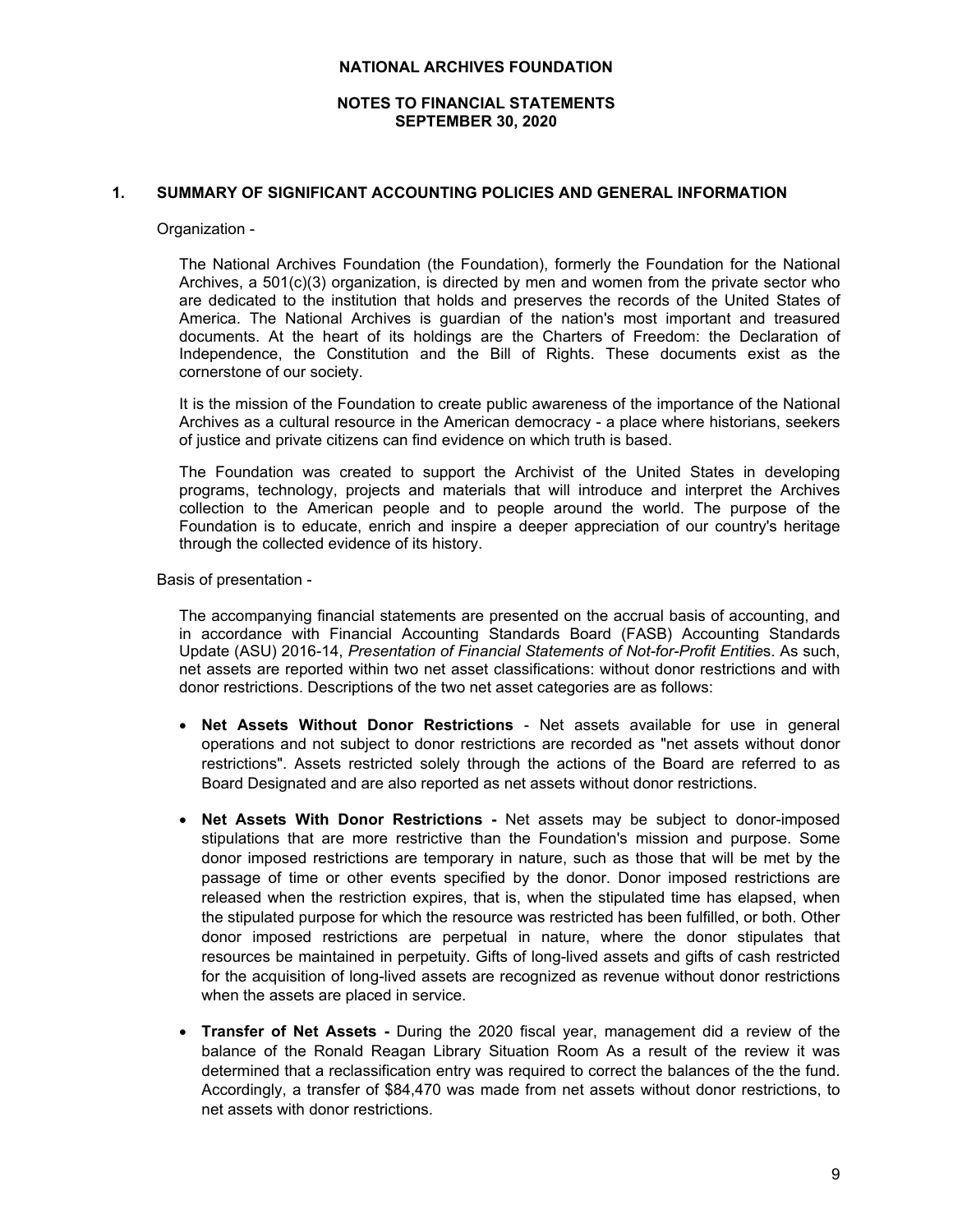**NATIONAL ARCHIVES FOUNDATION**

**NOTES TO FINANCIAL STATEMENTS**
**SEPTEMBER 30, 2020**

## 1. SUMMARY OF SIGNIFICANT ACCOUNTING POLICIES AND GENERAL INFORMATION

Organization -

The National Archives Foundation (the Foundation), formerly the Foundation for the National Archives, a 501(c)(3) organization, is directed by men and women from the private sector who are dedicated to the institution that holds and preserves the records of the United States of America. The National Archives is guardian of the nation's most important and treasured documents. At the heart of its holdings are the Charters of Freedom: the Declaration of Independence, the Constitution and the Bill of Rights. These documents exist as the cornerstone of our society.

It is the mission of the Foundation to create public awareness of the importance of the National Archives as a cultural resource in the American democracy - a place where historians, seekers of justice and private citizens can find evidence on which truth is based.

The Foundation was created to support the Archivist of the United States in developing programs, technology, projects and materials that will introduce and interpret the Archives collection to the American people and to people around the world. The purpose of the Foundation is to educate, enrich and inspire a deeper appreciation of our country's heritage through the collected evidence of its history.

Basis of presentation -

The accompanying financial statements are presented on the accrual basis of accounting, and in accordance with Financial Accounting Standards Board (FASB) Accounting Standards Update (ASU) 2016-14, *Presentation of Financial Statements of Not-for-Profit Entities*. As such, net assets are reported within two net asset classifications: without donor restrictions and with donor restrictions. Descriptions of the two net asset categories are as follows:

- **Net Assets Without Donor Restrictions** - Net assets available for use in general operations and not subject to donor restrictions are recorded as "net assets without donor restrictions". Assets restricted solely through the actions of the Board are referred to as Board Designated and are also reported as net assets without donor restrictions.

- **Net Assets With Donor Restrictions -** Net assets may be subject to donor-imposed stipulations that are more restrictive than the Foundation's mission and purpose. Some donor imposed restrictions are temporary in nature, such as those that will be met by the passage of time or other events specified by the donor. Donor imposed restrictions are released when the restriction expires, that is, when the stipulated time has elapsed, when the stipulated purpose for which the resource was restricted has been fulfilled, or both. Other donor imposed restrictions are perpetual in nature, where the donor stipulates that resources be maintained in perpetuity. Gifts of long-lived assets and gifts of cash restricted for the acquisition of long-lived assets are recognized as revenue without donor restrictions when the assets are placed in service.

- **Transfer of Net Assets -** During the 2020 fiscal year, management did a review of the balance of the Ronald Reagan Library Situation Room As a result of the review it was determined that a reclassification entry was required to correct the balances of the the fund. Accordingly, a transfer of $84,470 was made from net assets without donor restrictions, to net assets with donor restrictions.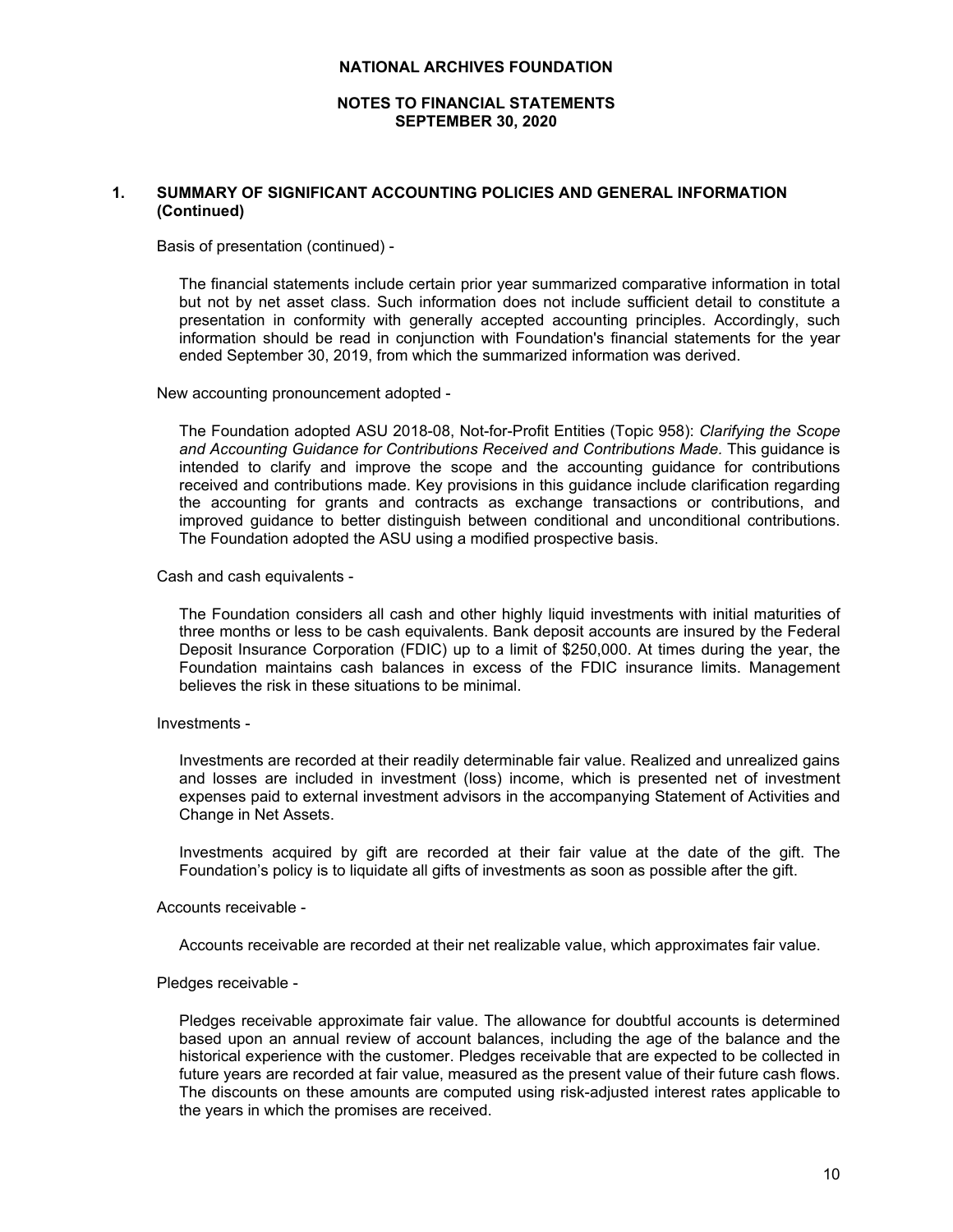# NATIONAL ARCHIVES FOUNDATION

## NOTES TO FINANCIAL STATEMENTS
## SEPTEMBER 30, 2020

### 1. SUMMARY OF SIGNIFICANT ACCOUNTING POLICIES AND GENERAL INFORMATION (Continued)

Basis of presentation (continued) -

The financial statements include certain prior year summarized comparative information in total but not by net asset class. Such information does not include sufficient detail to constitute a presentation in conformity with generally accepted accounting principles. Accordingly, such information should be read in conjunction with Foundation's financial statements for the year ended September 30, 2019, from which the summarized information was derived.

New accounting pronouncement adopted -

The Foundation adopted ASU 2018-08, Not-for-Profit Entities (Topic 958): *Clarifying the Scope and Accounting Guidance for Contributions Received and Contributions Made.* This guidance is intended to clarify and improve the scope and the accounting guidance for contributions received and contributions made. Key provisions in this guidance include clarification regarding the accounting for grants and contracts as exchange transactions or contributions, and improved guidance to better distinguish between conditional and unconditional contributions. The Foundation adopted the ASU using a modified prospective basis.

Cash and cash equivalents -

The Foundation considers all cash and other highly liquid investments with initial maturities of three months or less to be cash equivalents. Bank deposit accounts are insured by the Federal Deposit Insurance Corporation (FDIC) up to a limit of $250,000. At times during the year, the Foundation maintains cash balances in excess of the FDIC insurance limits. Management believes the risk in these situations to be minimal.

Investments -

Investments are recorded at their readily determinable fair value. Realized and unrealized gains and losses are included in investment (loss) income, which is presented net of investment expenses paid to external investment advisors in the accompanying Statement of Activities and Change in Net Assets.

Investments acquired by gift are recorded at their fair value at the date of the gift. The Foundation's policy is to liquidate all gifts of investments as soon as possible after the gift.

Accounts receivable -

Accounts receivable are recorded at their net realizable value, which approximates fair value.

Pledges receivable -

Pledges receivable approximate fair value. The allowance for doubtful accounts is determined based upon an annual review of account balances, including the age of the balance and the historical experience with the customer. Pledges receivable that are expected to be collected in future years are recorded at fair value, measured as the present value of their future cash flows. The discounts on these amounts are computed using risk-adjusted interest rates applicable to the years in which the promises are received.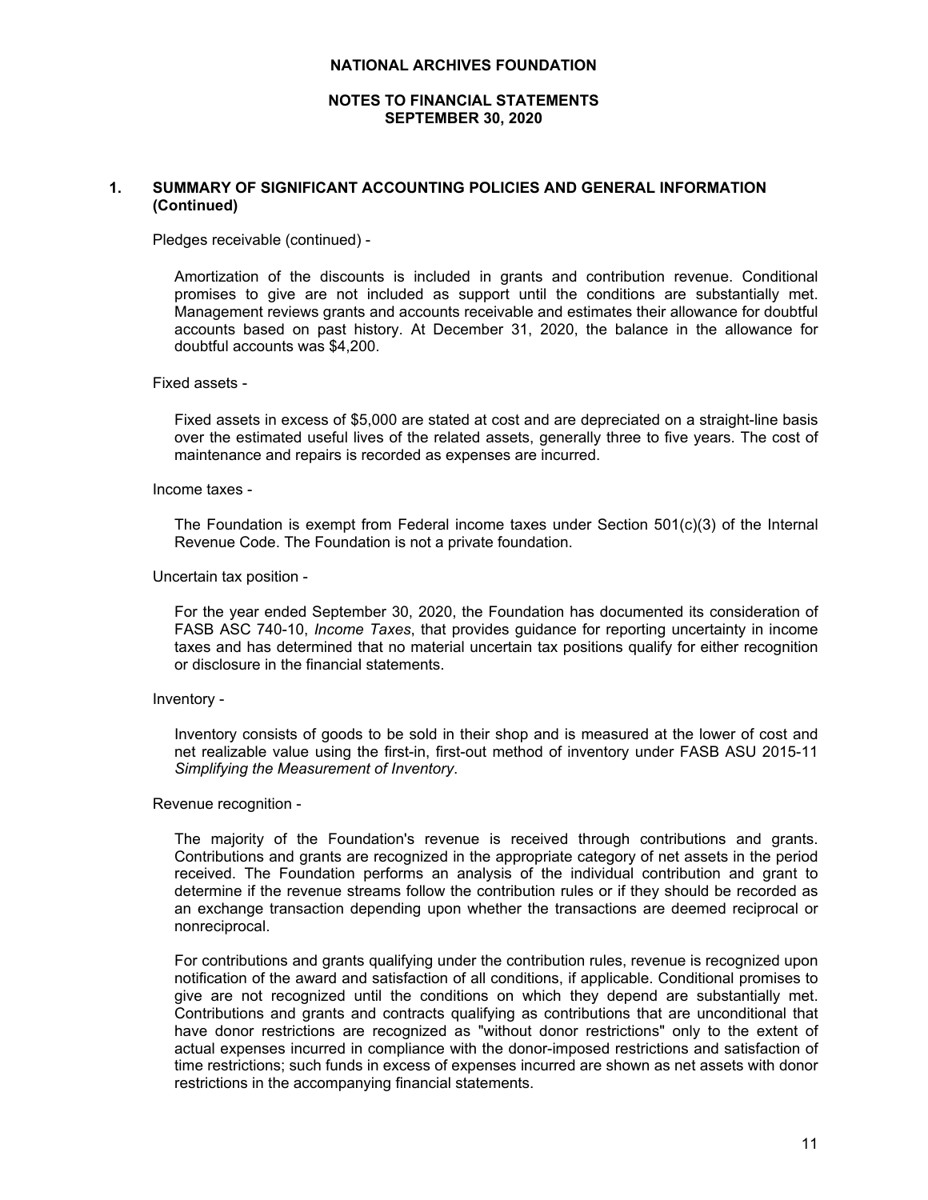# 1. SUMMARY OF SIGNIFICANT ACCOUNTING POLICIES AND GENERAL INFORMATION (Continued)

Pledges receivable (continued) -

Amortization of the discounts is included in grants and contribution revenue. Conditional promises to give are not included as support until the conditions are substantially met. Management reviews grants and accounts receivable and estimates their allowance for doubtful accounts based on past history. At December 31, 2020, the balance in the allowance for doubtful accounts was $4,200.

Fixed assets -

Fixed assets in excess of $5,000 are stated at cost and are depreciated on a straight-line basis over the estimated useful lives of the related assets, generally three to five years. The cost of maintenance and repairs is recorded as expenses are incurred.

Income taxes -

The Foundation is exempt from Federal income taxes under Section 501(c)(3) of the Internal Revenue Code. The Foundation is not a private foundation.

Uncertain tax position -

For the year ended September 30, 2020, the Foundation has documented its consideration of FASB ASC 740-10, *Income Taxes*, that provides guidance for reporting uncertainty in income taxes and has determined that no material uncertain tax positions qualify for either recognition or disclosure in the financial statements.

Inventory -

Inventory consists of goods to be sold in their shop and is measured at the lower of cost and net realizable value using the first-in, first-out method of inventory under FASB ASU 2015-11 *Simplifying the Measurement of Inventory*.

Revenue recognition -

The majority of the Foundation's revenue is received through contributions and grants. Contributions and grants are recognized in the appropriate category of net assets in the period received. The Foundation performs an analysis of the individual contribution and grant to determine if the revenue streams follow the contribution rules or if they should be recorded as an exchange transaction depending upon whether the transactions are deemed reciprocal or nonreciprocal.

For contributions and grants qualifying under the contribution rules, revenue is recognized upon notification of the award and satisfaction of all conditions, if applicable. Conditional promises to give are not recognized until the conditions on which they depend are substantially met. Contributions and grants and contracts qualifying as contributions that are unconditional that have donor restrictions are recognized as "without donor restrictions" only to the extent of actual expenses incurred in compliance with the donor-imposed restrictions and satisfaction of time restrictions; such funds in excess of expenses incurred are shown as net assets with donor restrictions in the accompanying financial statements.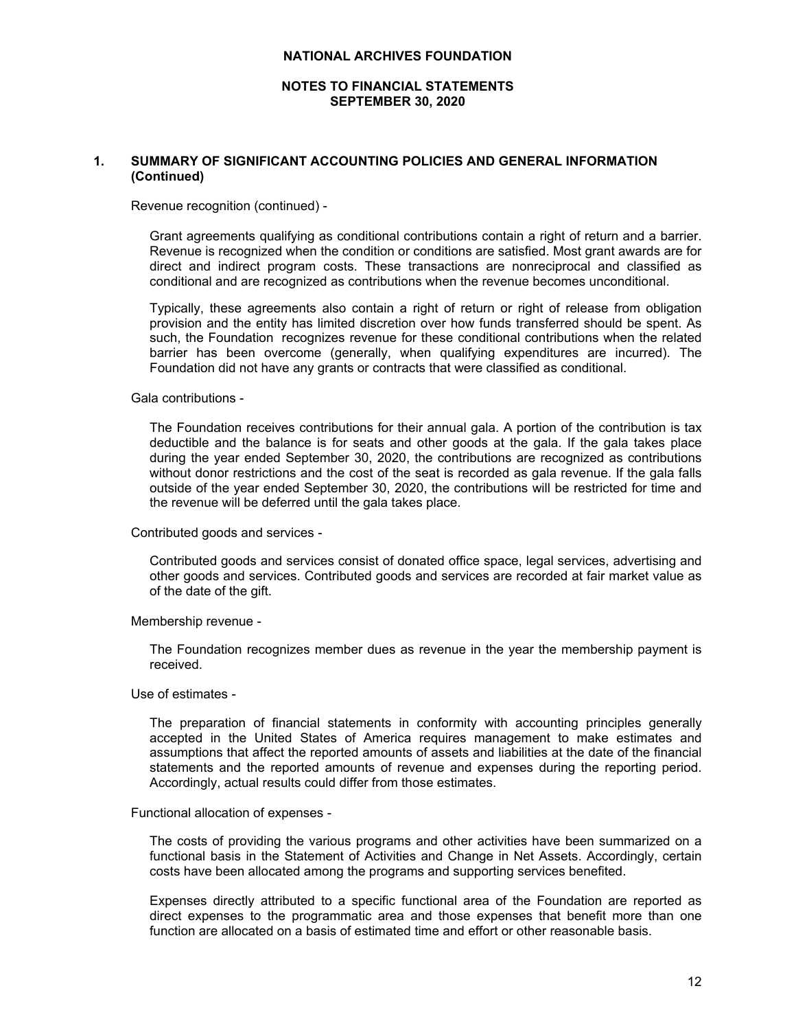## 1. SUMMARY OF SIGNIFICANT ACCOUNTING POLICIES AND GENERAL INFORMATION (Continued)

Revenue recognition (continued) -

Grant agreements qualifying as conditional contributions contain a right of return and a barrier. Revenue is recognized when the condition or conditions are satisfied. Most grant awards are for direct and indirect program costs. These transactions are nonreciprocal and classified as conditional and are recognized as contributions when the revenue becomes unconditional.

Typically, these agreements also contain a right of return or right of release from obligation provision and the entity has limited discretion over how funds transferred should be spent. As such, the Foundation recognizes revenue for these conditional contributions when the related barrier has been overcome (generally, when qualifying expenditures are incurred). The Foundation did not have any grants or contracts that were classified as conditional.

Gala contributions -

The Foundation receives contributions for their annual gala. A portion of the contribution is tax deductible and the balance is for seats and other goods at the gala. If the gala takes place during the year ended September 30, 2020, the contributions are recognized as contributions without donor restrictions and the cost of the seat is recorded as gala revenue. If the gala falls outside of the year ended September 30, 2020, the contributions will be restricted for time and the revenue will be deferred until the gala takes place.

Contributed goods and services -

Contributed goods and services consist of donated office space, legal services, advertising and other goods and services. Contributed goods and services are recorded at fair market value as of the date of the gift.

Membership revenue -

The Foundation recognizes member dues as revenue in the year the membership payment is received.

Use of estimates -

The preparation of financial statements in conformity with accounting principles generally accepted in the United States of America requires management to make estimates and assumptions that affect the reported amounts of assets and liabilities at the date of the financial statements and the reported amounts of revenue and expenses during the reporting period. Accordingly, actual results could differ from those estimates.

Functional allocation of expenses -

The costs of providing the various programs and other activities have been summarized on a functional basis in the Statement of Activities and Change in Net Assets. Accordingly, certain costs have been allocated among the programs and supporting services benefited.

Expenses directly attributed to a specific functional area of the Foundation are reported as direct expenses to the programmatic area and those expenses that benefit more than one function are allocated on a basis of estimated time and effort or other reasonable basis.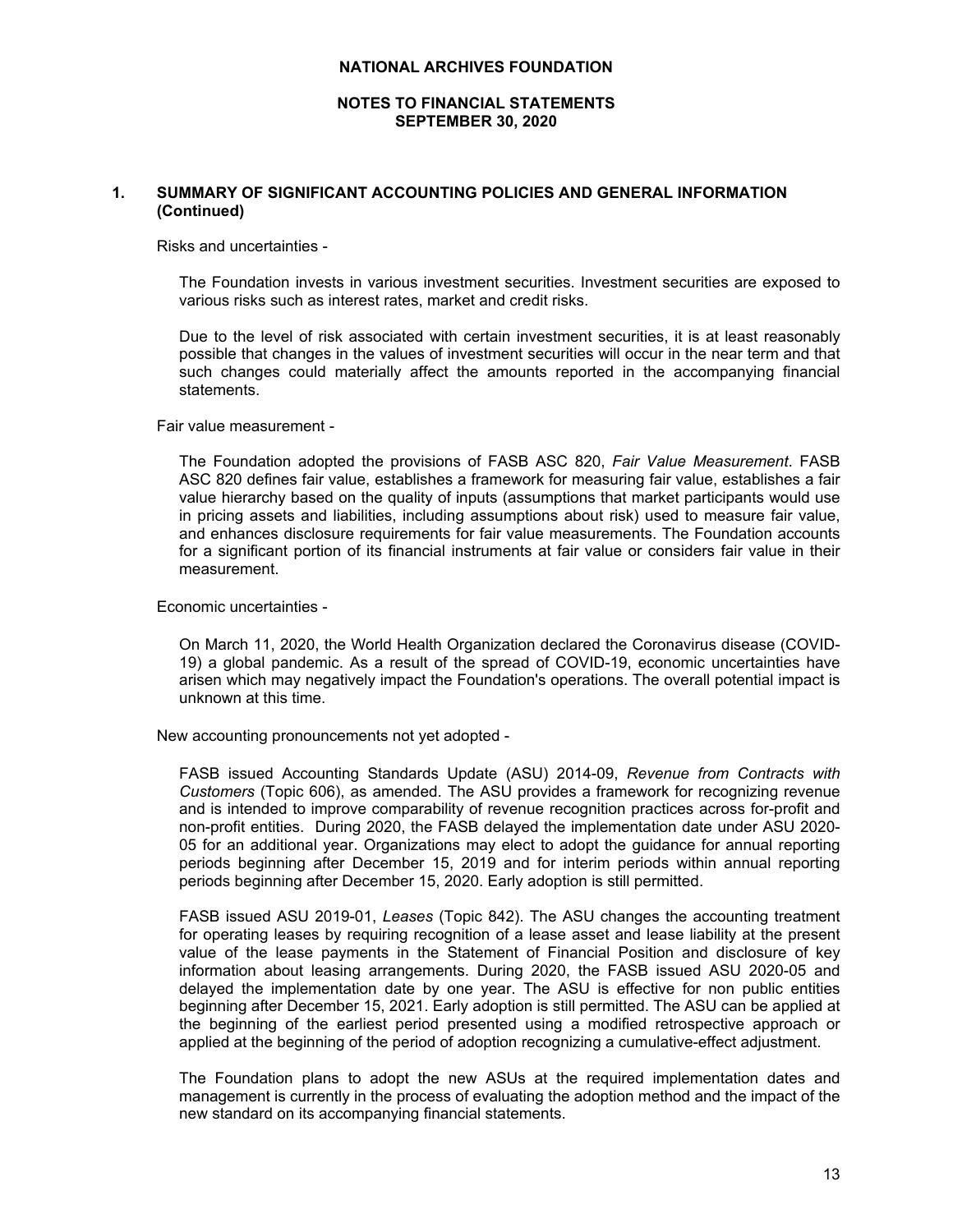## 1. SUMMARY OF SIGNIFICANT ACCOUNTING POLICIES AND GENERAL INFORMATION (Continued)

Risks and uncertainties -

The Foundation invests in various investment securities. Investment securities are exposed to various risks such as interest rates, market and credit risks.

Due to the level of risk associated with certain investment securities, it is at least reasonably possible that changes in the values of investment securities will occur in the near term and that such changes could materially affect the amounts reported in the accompanying financial statements.

Fair value measurement -

The Foundation adopted the provisions of FASB ASC 820, *Fair Value Measurement*. FASB ASC 820 defines fair value, establishes a framework for measuring fair value, establishes a fair value hierarchy based on the quality of inputs (assumptions that market participants would use in pricing assets and liabilities, including assumptions about risk) used to measure fair value, and enhances disclosure requirements for fair value measurements. The Foundation accounts for a significant portion of its financial instruments at fair value or considers fair value in their measurement.

Economic uncertainties -

On March 11, 2020, the World Health Organization declared the Coronavirus disease (COVID-19) a global pandemic. As a result of the spread of COVID-19, economic uncertainties have arisen which may negatively impact the Foundation's operations. The overall potential impact is unknown at this time.

New accounting pronouncements not yet adopted -

FASB issued Accounting Standards Update (ASU) 2014-09, *Revenue from Contracts with Customers* (Topic 606), as amended. The ASU provides a framework for recognizing revenue and is intended to improve comparability of revenue recognition practices across for-profit and non-profit entities. During 2020, the FASB delayed the implementation date under ASU 2020-05 for an additional year. Organizations may elect to adopt the guidance for annual reporting periods beginning after December 15, 2019 and for interim periods within annual reporting periods beginning after December 15, 2020. Early adoption is still permitted.

FASB issued ASU 2019-01, *Leases* (Topic 842). The ASU changes the accounting treatment for operating leases by requiring recognition of a lease asset and lease liability at the present value of the lease payments in the Statement of Financial Position and disclosure of key information about leasing arrangements. During 2020, the FASB issued ASU 2020-05 and delayed the implementation date by one year. The ASU is effective for non public entities beginning after December 15, 2021. Early adoption is still permitted. The ASU can be applied at the beginning of the earliest period presented using a modified retrospective approach or applied at the beginning of the period of adoption recognizing a cumulative-effect adjustment.

The Foundation plans to adopt the new ASUs at the required implementation dates and management is currently in the process of evaluating the adoption method and the impact of the new standard on its accompanying financial statements.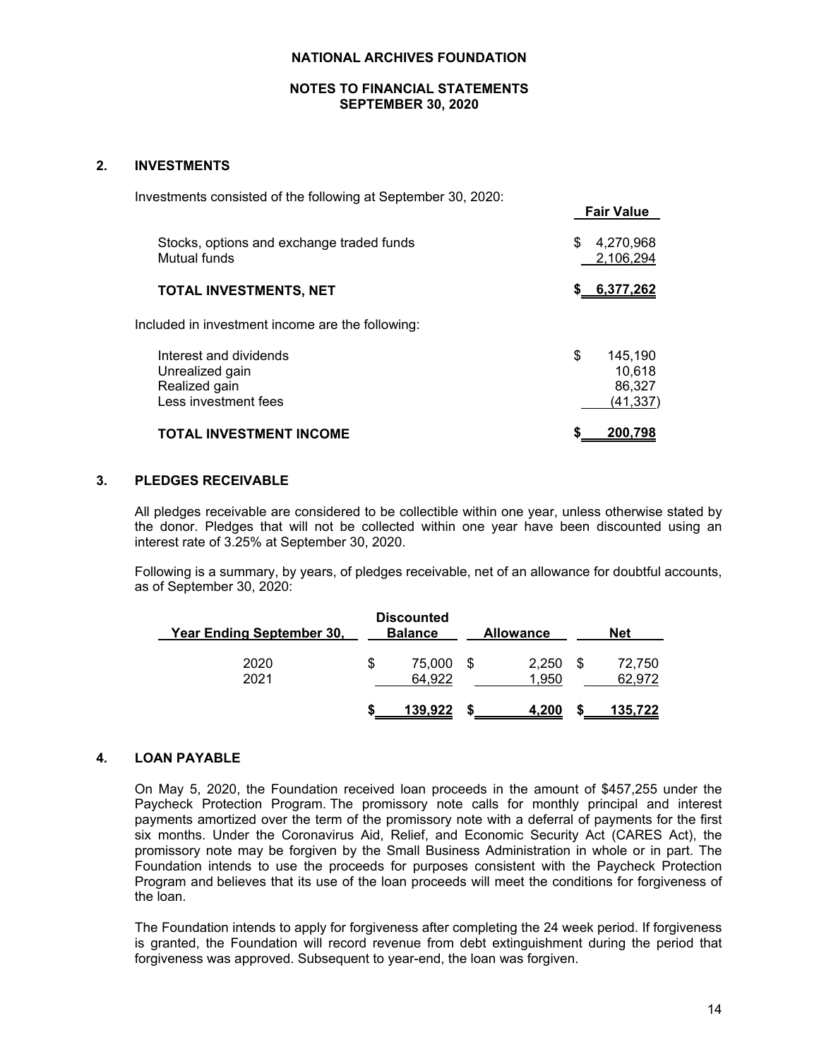# NATIONAL ARCHIVES FOUNDATION

## NOTES TO FINANCIAL STATEMENTS
## SEPTEMBER 30, 2020

### 2. INVESTMENTS

Investments consisted of the following at September 30, 2020:

| | Fair Value |
|---|---|
| Stocks, options and exchange traded funds | $ 4,270,968 |
| Mutual funds | 2,106,294 |
| **TOTAL INVESTMENTS, NET** | **$ 6,377,262** |

Included in investment income are the following:

| | |
|---|---|
| Interest and dividends | $ 145,190 |
| Unrealized gain | 10,618 |
| Realized gain | 86,327 |
| Less investment fees | (41,337) |
| **TOTAL INVESTMENT INCOME** | **$ 200,798** |

### 3. PLEDGES RECEIVABLE

All pledges receivable are considered to be collectible within one year, unless otherwise stated by the donor. Pledges that will not be collected within one year have been discounted using an interest rate of 3.25% at September 30, 2020.

Following is a summary, by years, of pledges receivable, net of an allowance for doubtful accounts, as of September 30, 2020:

| Year Ending September 30, | Discounted Balance | Allowance | Net |
|---|---|---|---|
| 2020 | $ 75,000 | $ 2,250 | $ 72,750 |
| 2021 | 64,922 | 1,950 | 62,972 |
| | **$ 139,922** | **$ 4,200** | **$ 135,722** |

### 4. LOAN PAYABLE

On May 5, 2020, the Foundation received loan proceeds in the amount of $457,255 under the Paycheck Protection Program. The promissory note calls for monthly principal and interest payments amortized over the term of the promissory note with a deferral of payments for the first six months. Under the Coronavirus Aid, Relief, and Economic Security Act (CARES Act), the promissory note may be forgiven by the Small Business Administration in whole or in part. The Foundation intends to use the proceeds for purposes consistent with the Paycheck Protection Program and believes that its use of the loan proceeds will meet the conditions for forgiveness of the loan.

The Foundation intends to apply for forgiveness after completing the 24 week period. If forgiveness is granted, the Foundation will record revenue from debt extinguishment during the period that forgiveness was approved. Subsequent to year-end, the loan was forgiven.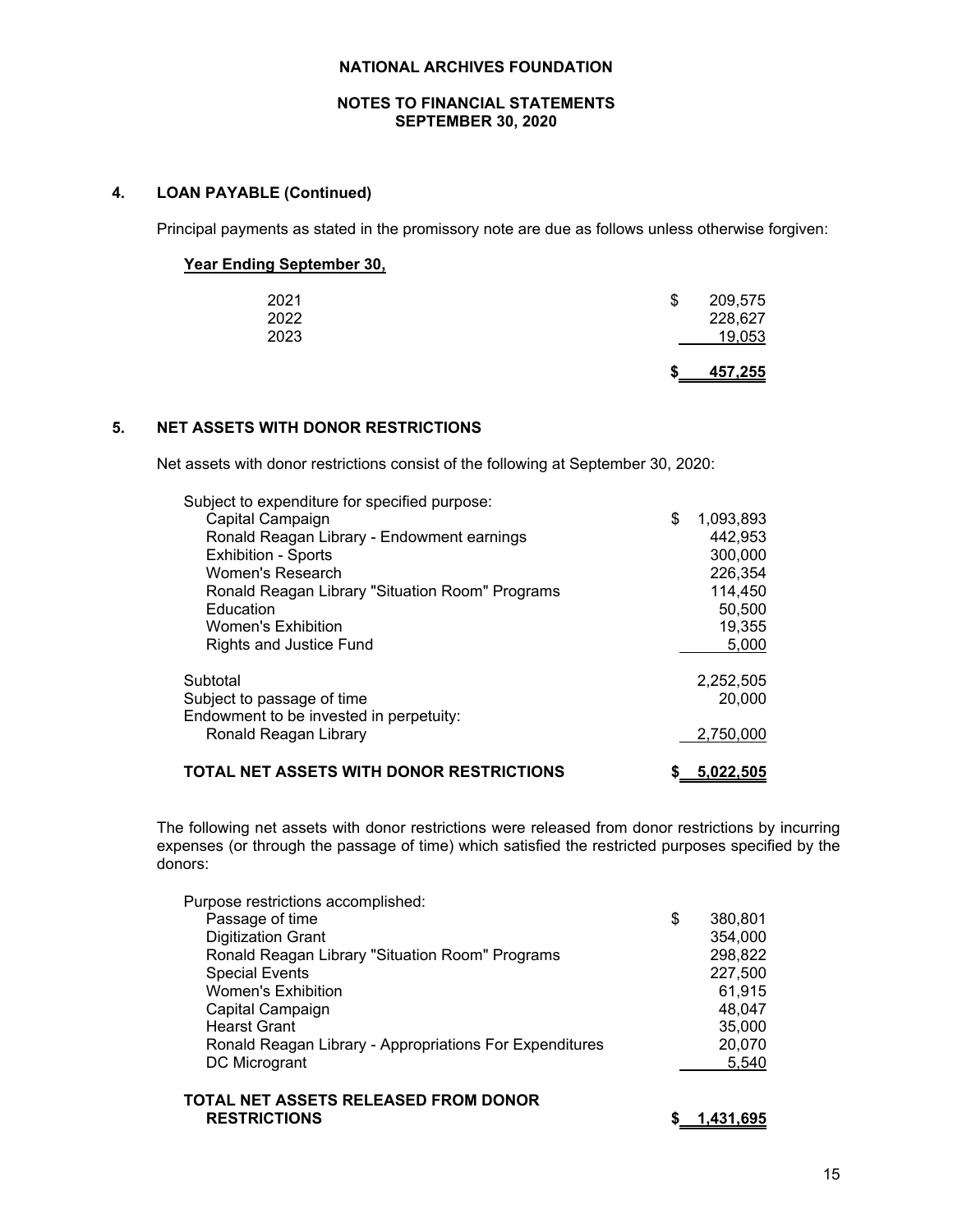### 4. LOAN PAYABLE (Continued)

Principal payments as stated in the promissory note are due as follows unless otherwise forgiven:

| Year Ending September 30, | |
|---|---|
| 2021 | $ 209,575 |
| 2022 | 228,627 |
| 2023 | 19,053 |
| | **$ 457,255** |

### 5. NET ASSETS WITH DONOR RESTRICTIONS

Net assets with donor restrictions consist of the following at September 30, 2020:

| | |
|---|---|
| Subject to expenditure for specified purpose: | |
| Capital Campaign | $ 1,093,893 |
| Ronald Reagan Library - Endowment earnings | 442,953 |
| Exhibition - Sports | 300,000 |
| Women's Research | 226,354 |
| Ronald Reagan Library "Situation Room" Programs | 114,450 |
| Education | 50,500 |
| Women's Exhibition | 19,355 |
| Rights and Justice Fund | 5,000 |
| Subtotal | 2,252,505 |
| Subject to passage of time | 20,000 |
| Endowment to be invested in perpetuity: | |
| Ronald Reagan Library | 2,750,000 |
| **TOTAL NET ASSETS WITH DONOR RESTRICTIONS** | **$ 5,022,505** |

The following net assets with donor restrictions were released from donor restrictions by incurring expenses (or through the passage of time) which satisfied the restricted purposes specified by the donors:

| | |
|---|---|
| Purpose restrictions accomplished: | |
| Passage of time | $ 380,801 |
| Digitization Grant | 354,000 |
| Ronald Reagan Library "Situation Room" Programs | 298,822 |
| Special Events | 227,500 |
| Women's Exhibition | 61,915 |
| Capital Campaign | 48,047 |
| Hearst Grant | 35,000 |
| Ronald Reagan Library - Appropriations For Expenditures | 20,070 |
| DC Microgrant | 5,540 |
| **TOTAL NET ASSETS RELEASED FROM DONOR RESTRICTIONS** | **$ 1,431,695** |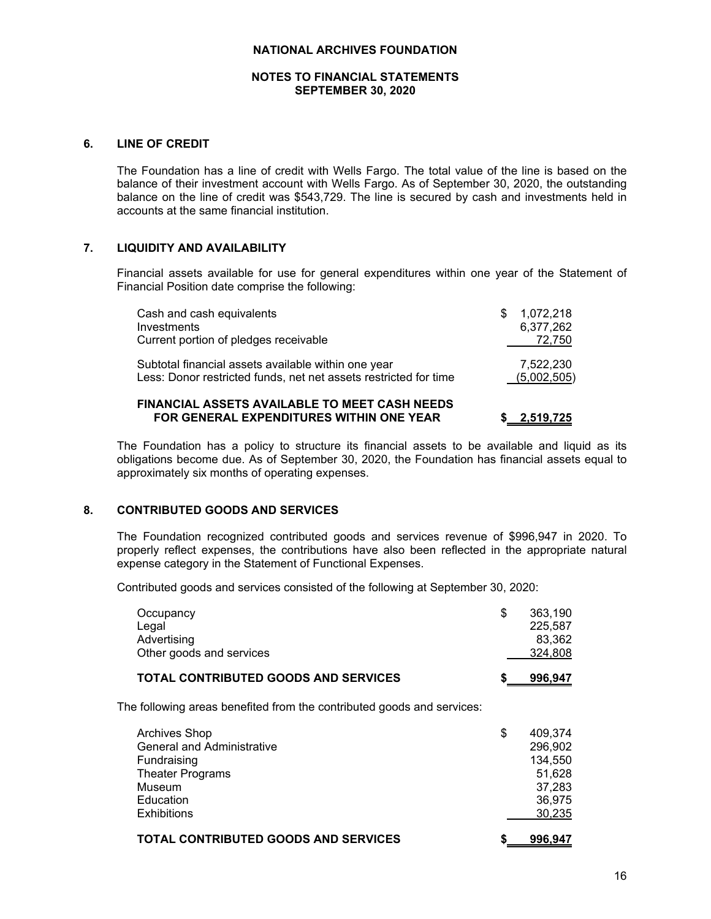# NATIONAL ARCHIVES FOUNDATION

## NOTES TO FINANCIAL STATEMENTS
## SEPTEMBER 30, 2020

### 6. LINE OF CREDIT

The Foundation has a line of credit with Wells Fargo. The total value of the line is based on the balance of their investment account with Wells Fargo. As of September 30, 2020, the outstanding balance on the line of credit was $543,729. The line is secured by cash and investments held in accounts at the same financial institution.

### 7. LIQUIDITY AND AVAILABILITY

Financial assets available for use for general expenditures within one year of the Statement of Financial Position date comprise the following:

| | |
|---|---|
| Cash and cash equivalents | $ 1,072,218 |
| Investments | 6,377,262 |
| Current portion of pledges receivable | 72,750 |
| Subtotal financial assets available within one year | 7,522,230 |
| Less: Donor restricted funds, net net assets restricted for time | (5,002,505) |
| **FINANCIAL ASSETS AVAILABLE TO MEET CASH NEEDS FOR GENERAL EXPENDITURES WITHIN ONE YEAR** | **$ 2,519,725** |

The Foundation has a policy to structure its financial assets to be available and liquid as its obligations become due. As of September 30, 2020, the Foundation has financial assets equal to approximately six months of operating expenses.

### 8. CONTRIBUTED GOODS AND SERVICES

The Foundation recognized contributed goods and services revenue of $996,947 in 2020. To properly reflect expenses, the contributions have also been reflected in the appropriate natural expense category in the Statement of Functional Expenses.

Contributed goods and services consisted of the following at September 30, 2020:

| | |
|---|---|
| Occupancy | $ 363,190 |
| Legal | 225,587 |
| Advertising | 83,362 |
| Other goods and services | 324,808 |
| **TOTAL CONTRIBUTED GOODS AND SERVICES** | **$ 996,947** |

The following areas benefited from the contributed goods and services:

| | |
|---|---|
| Archives Shop | $ 409,374 |
| General and Administrative | 296,902 |
| Fundraising | 134,550 |
| Theater Programs | 51,628 |
| Museum | 37,283 |
| Education | 36,975 |
| Exhibitions | 30,235 |
| **TOTAL CONTRIBUTED GOODS AND SERVICES** | **$ 996,947** |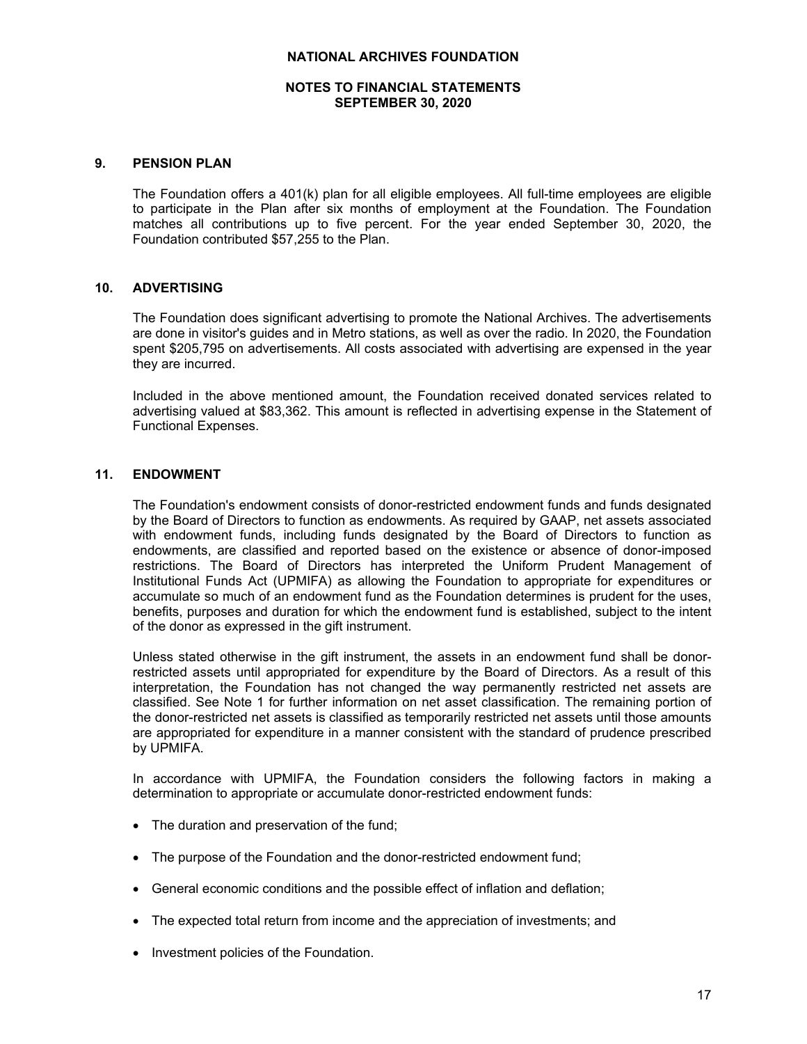# NATIONAL ARCHIVES FOUNDATION

## NOTES TO FINANCIAL STATEMENTS
## SEPTEMBER 30, 2020

### 9. PENSION PLAN

The Foundation offers a 401(k) plan for all eligible employees. All full-time employees are eligible to participate in the Plan after six months of employment at the Foundation. The Foundation matches all contributions up to five percent. For the year ended September 30, 2020, the Foundation contributed $57,255 to the Plan.

### 10. ADVERTISING

The Foundation does significant advertising to promote the National Archives. The advertisements are done in visitor's guides and in Metro stations, as well as over the radio. In 2020, the Foundation spent $205,795 on advertisements. All costs associated with advertising are expensed in the year they are incurred.

Included in the above mentioned amount, the Foundation received donated services related to advertising valued at $83,362. This amount is reflected in advertising expense in the Statement of Functional Expenses.

### 11. ENDOWMENT

The Foundation's endowment consists of donor-restricted endowment funds and funds designated by the Board of Directors to function as endowments. As required by GAAP, net assets associated with endowment funds, including funds designated by the Board of Directors to function as endowments, are classified and reported based on the existence or absence of donor-imposed restrictions. The Board of Directors has interpreted the Uniform Prudent Management of Institutional Funds Act (UPMIFA) as allowing the Foundation to appropriate for expenditures or accumulate so much of an endowment fund as the Foundation determines is prudent for the uses, benefits, purposes and duration for which the endowment fund is established, subject to the intent of the donor as expressed in the gift instrument.

Unless stated otherwise in the gift instrument, the assets in an endowment fund shall be donor-restricted assets until appropriated for expenditure by the Board of Directors. As a result of this interpretation, the Foundation has not changed the way permanently restricted net assets are classified. See Note 1 for further information on net asset classification. The remaining portion of the donor-restricted net assets is classified as temporarily restricted net assets until those amounts are appropriated for expenditure in a manner consistent with the standard of prudence prescribed by UPMIFA.

In accordance with UPMIFA, the Foundation considers the following factors in making a determination to appropriate or accumulate donor-restricted endowment funds:

- The duration and preservation of the fund;
- The purpose of the Foundation and the donor-restricted endowment fund;
- General economic conditions and the possible effect of inflation and deflation;
- The expected total return from income and the appreciation of investments; and
- Investment policies of the Foundation.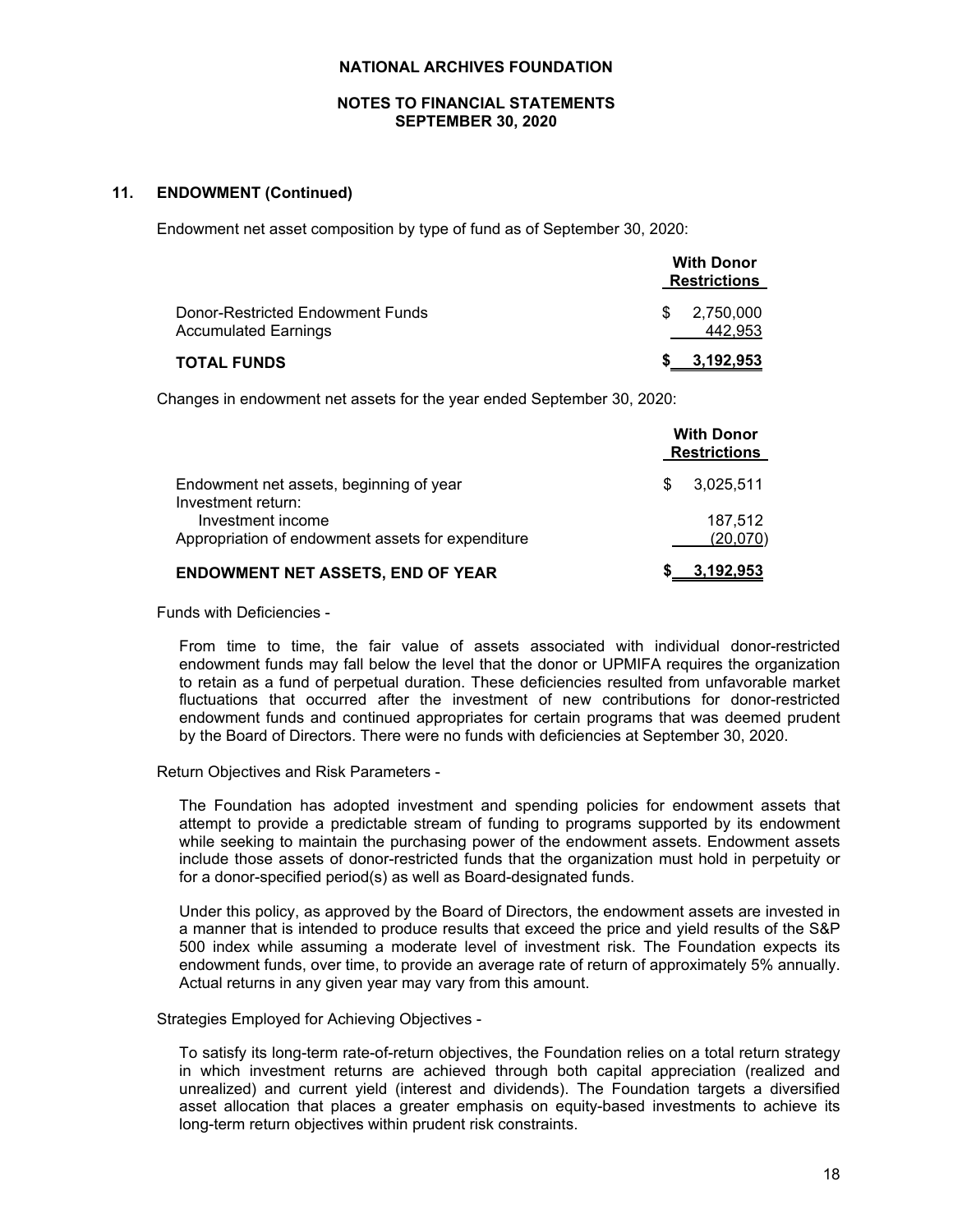## 11. ENDOWMENT (Continued)

Endowment net asset composition by type of fund as of September 30, 2020:

| | With Donor Restrictions |
|---|---|
| Donor-Restricted Endowment Funds | $ 2,750,000 |
| Accumulated Earnings | 442,953 |
| **TOTAL FUNDS** | **$ 3,192,953** |

Changes in endowment net assets for the year ended September 30, 2020:

| | With Donor Restrictions |
|---|---|
| Endowment net assets, beginning of year | $ 3,025,511 |
| Investment return: | |
| Investment income | 187,512 |
| Appropriation of endowment assets for expenditure | (20,070) |
| **ENDOWMENT NET ASSETS, END OF YEAR** | **$ 3,192,953** |

Funds with Deficiencies -

From time to time, the fair value of assets associated with individual donor-restricted endowment funds may fall below the level that the donor or UPMIFA requires the organization to retain as a fund of perpetual duration. These deficiencies resulted from unfavorable market fluctuations that occurred after the investment of new contributions for donor-restricted endowment funds and continued appropriates for certain programs that was deemed prudent by the Board of Directors. There were no funds with deficiencies at September 30, 2020.

Return Objectives and Risk Parameters -

The Foundation has adopted investment and spending policies for endowment assets that attempt to provide a predictable stream of funding to programs supported by its endowment while seeking to maintain the purchasing power of the endowment assets. Endowment assets include those assets of donor-restricted funds that the organization must hold in perpetuity or for a donor-specified period(s) as well as Board-designated funds.

Under this policy, as approved by the Board of Directors, the endowment assets are invested in a manner that is intended to produce results that exceed the price and yield results of the S&P 500 index while assuming a moderate level of investment risk. The Foundation expects its endowment funds, over time, to provide an average rate of return of approximately 5% annually. Actual returns in any given year may vary from this amount.

Strategies Employed for Achieving Objectives -

To satisfy its long-term rate-of-return objectives, the Foundation relies on a total return strategy in which investment returns are achieved through both capital appreciation (realized and unrealized) and current yield (interest and dividends). The Foundation targets a diversified asset allocation that places a greater emphasis on equity-based investments to achieve its long-term return objectives within prudent risk constraints.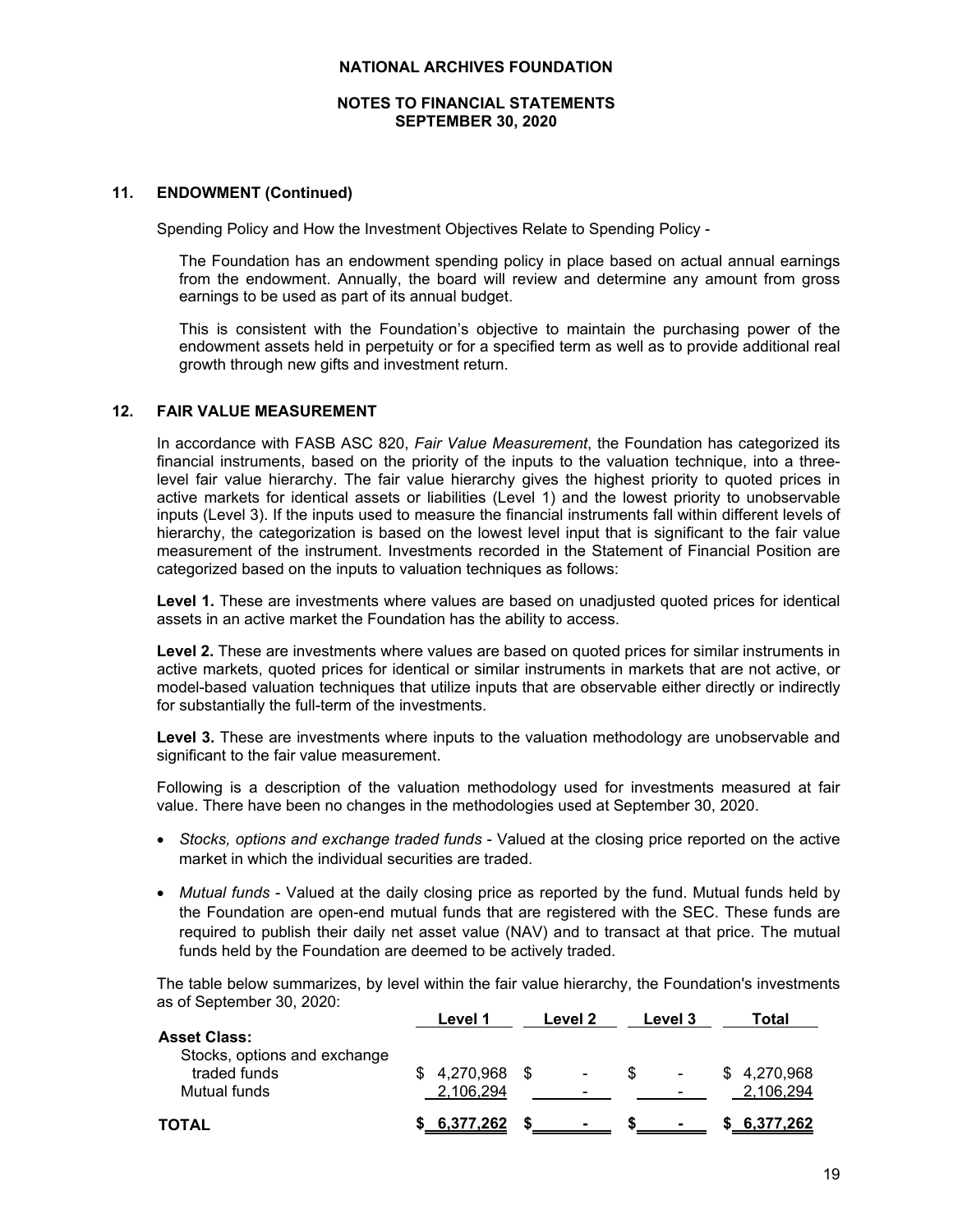## 11. ENDOWMENT (Continued)

Spending Policy and How the Investment Objectives Relate to Spending Policy -

The Foundation has an endowment spending policy in place based on actual annual earnings from the endowment. Annually, the board will review and determine any amount from gross earnings to be used as part of its annual budget.

This is consistent with the Foundation's objective to maintain the purchasing power of the endowment assets held in perpetuity or for a specified term as well as to provide additional real growth through new gifts and investment return.

## 12. FAIR VALUE MEASUREMENT

In accordance with FASB ASC 820, *Fair Value Measurement*, the Foundation has categorized its financial instruments, based on the priority of the inputs to the valuation technique, into a three-level fair value hierarchy. The fair value hierarchy gives the highest priority to quoted prices in active markets for identical assets or liabilities (Level 1) and the lowest priority to unobservable inputs (Level 3). If the inputs used to measure the financial instruments fall within different levels of hierarchy, the categorization is based on the lowest level input that is significant to the fair value measurement of the instrument. Investments recorded in the Statement of Financial Position are categorized based on the inputs to valuation techniques as follows:

**Level 1.** These are investments where values are based on unadjusted quoted prices for identical assets in an active market the Foundation has the ability to access.

**Level 2.** These are investments where values are based on quoted prices for similar instruments in active markets, quoted prices for identical or similar instruments in markets that are not active, or model-based valuation techniques that utilize inputs that are observable either directly or indirectly for substantially the full-term of the investments.

**Level 3.** These are investments where inputs to the valuation methodology are unobservable and significant to the fair value measurement.

Following is a description of the valuation methodology used for investments measured at fair value. There have been no changes in the methodologies used at September 30, 2020.

- *Stocks, options and exchange traded funds* - Valued at the closing price reported on the active market in which the individual securities are traded.
- *Mutual funds* - Valued at the daily closing price as reported by the fund. Mutual funds held by the Foundation are open-end mutual funds that are registered with the SEC. These funds are required to publish their daily net asset value (NAV) and to transact at that price. The mutual funds held by the Foundation are deemed to be actively traded.

The table below summarizes, by level within the fair value hierarchy, the Foundation's investments as of September 30, 2020:

| | Level 1 | Level 2 | Level 3 | Total |
|---|---|---|---|---|
| **Asset Class:** | | | | |
| Stocks, options and exchange traded funds | $ 4,270,968 | $ - | $ - | $ 4,270,968 |
| Mutual funds | 2,106,294 | - | - | 2,106,294 |
| **TOTAL** | **$ 6,377,262** | **$ -** | **$ -** | **$ 6,377,262** |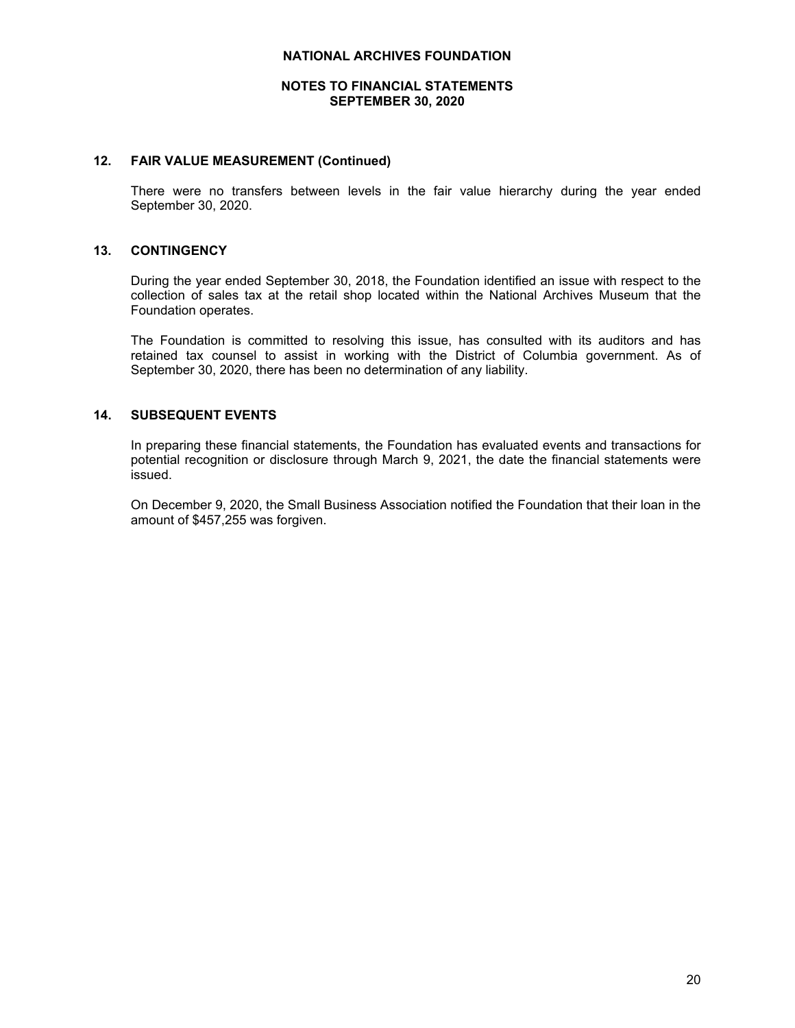## 12. FAIR VALUE MEASUREMENT (Continued)

There were no transfers between levels in the fair value hierarchy during the year ended September 30, 2020.

## 13. CONTINGENCY

During the year ended September 30, 2018, the Foundation identified an issue with respect to the collection of sales tax at the retail shop located within the National Archives Museum that the Foundation operates.

The Foundation is committed to resolving this issue, has consulted with its auditors and has retained tax counsel to assist in working with the District of Columbia government. As of September 30, 2020, there has been no determination of any liability.

## 14. SUBSEQUENT EVENTS

In preparing these financial statements, the Foundation has evaluated events and transactions for potential recognition or disclosure through March 9, 2021, the date the financial statements were issued.

On December 9, 2020, the Small Business Association notified the Foundation that their loan in the amount of $457,255 was forgiven.